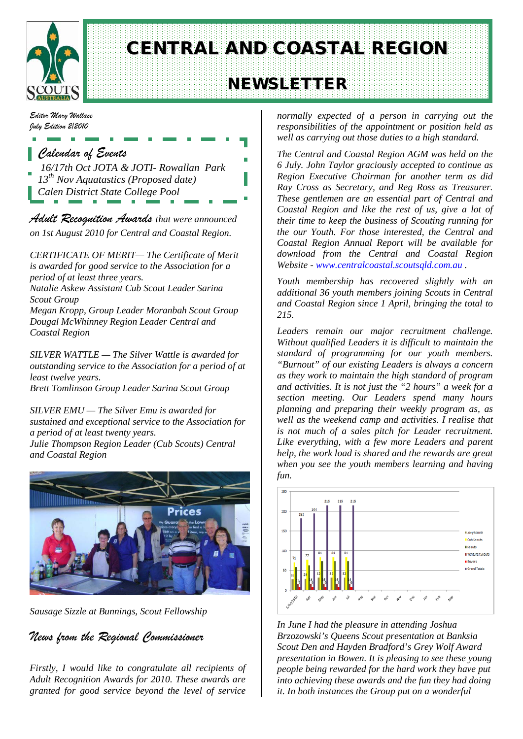# CENTRAL AND COASTAL REGION

# NEWSLETTER

*Editor Mary Wallace*
*July Edition 2/2010*

## Calendar of Events

16/17th Oct JOTA & JOTI- Rowallan Park
13th Nov Aquatastics (Proposed date)
Calen District State College Pool

## Adult Recognition Awards

*that were announced on 1st August 2010 for Central and Coastal Region.*

*CERTIFICATE OF MERIT— The Certificate of Merit is awarded for good service to the Association for a period of at least three years.*
*Natalie Askew Assistant Cub Scout Leader Sarina Scout Group*
*Megan Kropp, Group Leader Moranbah Scout Group*
*Dougal McWhinney Region Leader Central and Coastal Region*

*SILVER WATTLE — The Silver Wattle is awarded for outstanding service to the Association for a period of at least twelve years.*
*Brett Tomlinson Group Leader Sarina Scout Group*

*SILVER EMU — The Silver Emu is awarded for sustained and exceptional service to the Association for a period of at least twenty years.*
*Julie Thompson Region Leader (Cub Scouts) Central and Coastal Region*

*Sausage Sizzle at Bunnings, Scout Fellowship*

## News from the Regional Commissioner

*Firstly, I would like to congratulate all recipients of Adult Recognition Awards for 2010. These awards are granted for good service beyond the level of service normally expected of a person in carrying out the responsibilities of the appointment or position held as well as carrying out those duties to a high standard.*

*The Central and Coastal Region AGM was held on the 6 July. John Taylor graciously accepted to continue as Region Executive Chairman for another term as did Ray Cross as Secretary, and Reg Ross as Treasurer. These gentlemen are an essential part of Central and Coastal Region and like the rest of us, give a lot of their time to keep the business of Scouting running for the our Youth. For those interested, the Central and Coastal Region Annual Report will be available for download from the Central and Coastal Region Website - www.centralcoastal.scoutsqld.com.au .*

*Youth membership has recovered slightly with an additional 36 youth members joining Scouts in Central and Coastal Region since 1 April, bringing the total to 215.*

*Leaders remain our major recruitment challenge. Without qualified Leaders it is difficult to maintain the standard of programming for our youth members. "Burnout" of our existing Leaders is always a concern as they work to maintain the high standard of program and activities. It is not just the "2 hours" a week for a section meeting. Our Leaders spend many hours planning and preparing their weekly program as, as well as the weekend camp and activities. I realise that is not much of a sales pitch for Leader recruitment. Like everything, with a few more Leaders and parent help, the work load is shared and the rewards are great when you see the youth members learning and having fun.*

*In June I had the pleasure in attending Joshua Brzozowski's Queens Scout presentation at Banksia Scout Den and Hayden Bradford's Grey Wolf Award presentation in Bowen. It is pleasing to see these young people being rewarded for the hard work they have put into achieving these awards and the fun they had doing it. In both instances the Group put on a wonderful*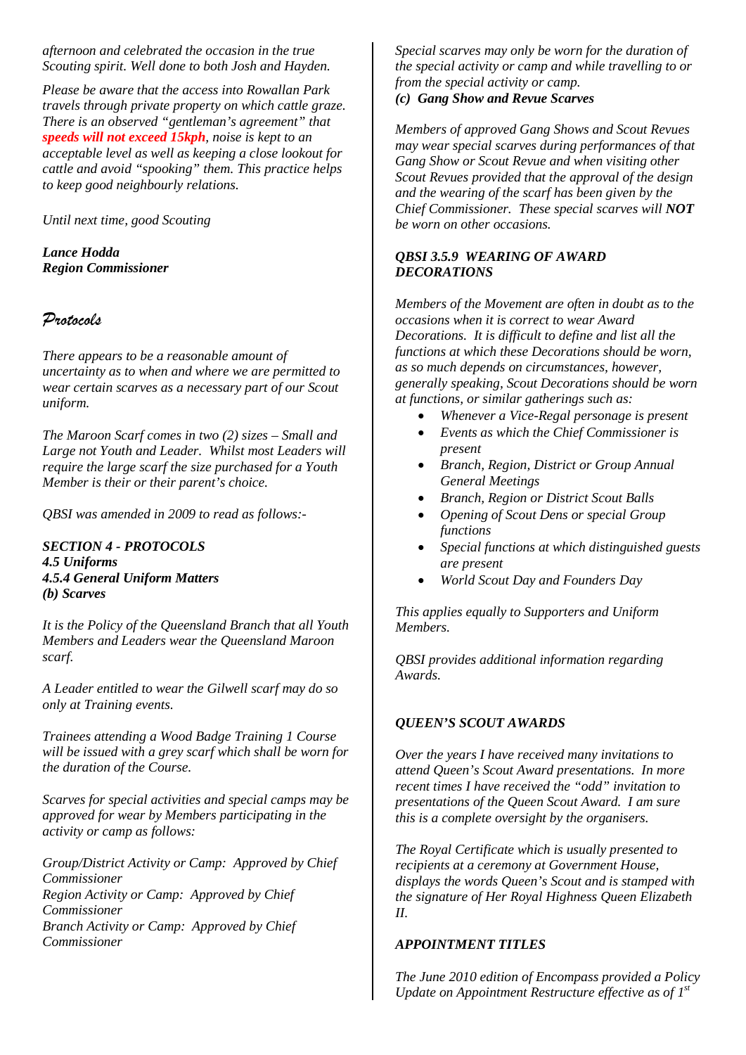*afternoon and celebrated the occasion in the true Scouting spirit. Well done to both Josh and Hayden.*

*Please be aware that the access into Rowallan Park travels through private property on which cattle graze. There is an observed "gentleman's agreement" that* ***speeds will not exceed 15kph****, noise is kept to an acceptable level as well as keeping a close lookout for cattle and avoid "spooking" them. This practice helps to keep good neighbourly relations.*

*Until next time, good Scouting*

***Lance Hodda***
***Region Commissioner***

## *Protocols*

*There appears to be a reasonable amount of uncertainty as to when and where we are permitted to wear certain scarves as a necessary part of our Scout uniform.*

*The Maroon Scarf comes in two (2) sizes – Small and Large not Youth and Leader. Whilst most Leaders will require the large scarf the size purchased for a Youth Member is their or their parent's choice.*

*QBSI was amended in 2009 to read as follows:-*

***SECTION 4 - PROTOCOLS***
***4.5 Uniforms***
***4.5.4 General Uniform Matters***
***(b) Scarves***

*It is the Policy of the Queensland Branch that all Youth Members and Leaders wear the Queensland Maroon scarf.*

*A Leader entitled to wear the Gilwell scarf may do so only at Training events.*

*Trainees attending a Wood Badge Training 1 Course will be issued with a grey scarf which shall be worn for the duration of the Course.*

*Scarves for special activities and special camps may be approved for wear by Members participating in the activity or camp as follows:*

*Group/District Activity or Camp: Approved by Chief Commissioner*
*Region Activity or Camp: Approved by Chief Commissioner*
*Branch Activity or Camp: Approved by Chief Commissioner*

*Special scarves may only be worn for the duration of the special activity or camp and while travelling to or from the special activity or camp.*

***(c) Gang Show and Revue Scarves***

*Members of approved Gang Shows and Scout Revues may wear special scarves during performances of that Gang Show or Scout Revue and when visiting other Scout Revues provided that the approval of the design and the wearing of the scarf has been given by the Chief Commissioner. These special scarves will* ***NOT*** *be worn on other occasions.*

### *QBSI 3.5.9 WEARING OF AWARD DECORATIONS*

*Members of the Movement are often in doubt as to the occasions when it is correct to wear Award Decorations. It is difficult to define and list all the functions at which these Decorations should be worn, as so much depends on circumstances, however, generally speaking, Scout Decorations should be worn at functions, or similar gatherings such as:*

- *Whenever a Vice-Regal personage is present*
- *Events as which the Chief Commissioner is present*
- *Branch, Region, District or Group Annual General Meetings*
- *Branch, Region or District Scout Balls*
- *Opening of Scout Dens or special Group functions*
- *Special functions at which distinguished guests are present*
- *World Scout Day and Founders Day*

*This applies equally to Supporters and Uniform Members.*

*QBSI provides additional information regarding Awards.*

### *QUEEN'S SCOUT AWARDS*

*Over the years I have received many invitations to attend Queen's Scout Award presentations. In more recent times I have received the "odd" invitation to presentations of the Queen Scout Award. I am sure this is a complete oversight by the organisers.*

*The Royal Certificate which is usually presented to recipients at a ceremony at Government House, displays the words Queen's Scout and is stamped with the signature of Her Royal Highness Queen Elizabeth II.*

### *APPOINTMENT TITLES*

*The June 2010 edition of Encompass provided a Policy Update on Appointment Restructure effective as of 1st*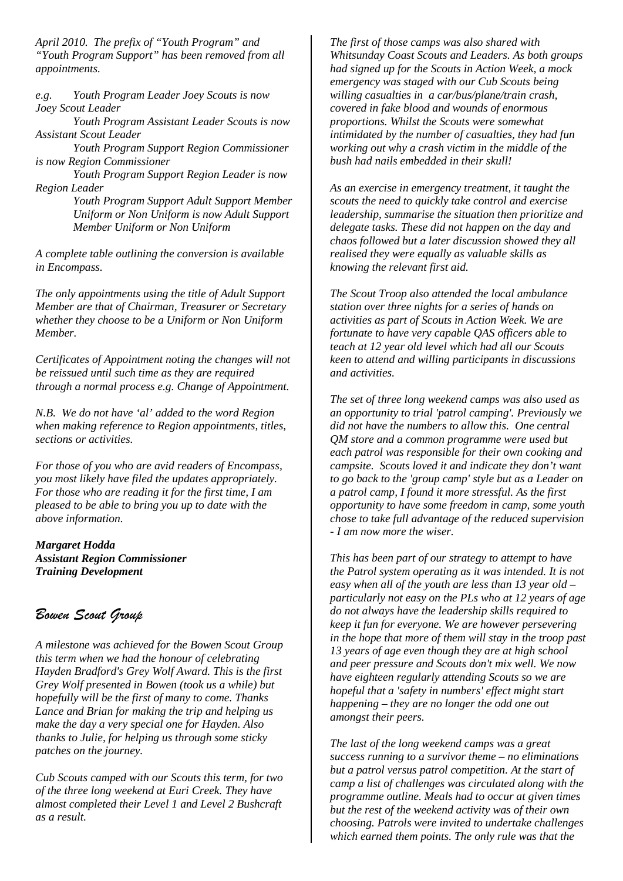*April 2010. The prefix of "Youth Program" and "Youth Program Support" has been removed from all appointments.*

*e.g. Youth Program Leader Joey Scouts is now Joey Scout Leader*

*Youth Program Assistant Leader Scouts is now Assistant Scout Leader*

*Youth Program Support Region Commissioner is now Region Commissioner*

*Youth Program Support Region Leader is now Region Leader*

*Youth Program Support Adult Support Member Uniform or Non Uniform is now Adult Support Member Uniform or Non Uniform*

*A complete table outlining the conversion is available in Encompass.*

*The only appointments using the title of Adult Support Member are that of Chairman, Treasurer or Secretary whether they choose to be a Uniform or Non Uniform Member.*

*Certificates of Appointment noting the changes will not be reissued until such time as they are required through a normal process e.g. Change of Appointment.*

*N.B. We do not have 'al' added to the word Region when making reference to Region appointments, titles, sections or activities.*

*For those of you who are avid readers of Encompass, you most likely have filed the updates appropriately. For those who are reading it for the first time, I am pleased to be able to bring you up to date with the above information.*

***Margaret Hodda***
***Assistant Region Commissioner***
***Training Development***

## *Bowen Scout Group*

*A milestone was achieved for the Bowen Scout Group this term when we had the honour of celebrating Hayden Bradford's Grey Wolf Award. This is the first Grey Wolf presented in Bowen (took us a while) but hopefully will be the first of many to come. Thanks Lance and Brian for making the trip and helping us make the day a very special one for Hayden. Also thanks to Julie, for helping us through some sticky patches on the journey.*

*Cub Scouts camped with our Scouts this term, for two of the three long weekend at Euri Creek. They have almost completed their Level 1 and Level 2 Bushcraft as a result.*

*The first of those camps was also shared with Whitsunday Coast Scouts and Leaders. As both groups had signed up for the Scouts in Action Week, a mock emergency was staged with our Cub Scouts being willing casualties in a car/bus/plane/train crash, covered in fake blood and wounds of enormous proportions. Whilst the Scouts were somewhat intimidated by the number of casualties, they had fun working out why a crash victim in the middle of the bush had nails embedded in their skull!*

*As an exercise in emergency treatment, it taught the scouts the need to quickly take control and exercise leadership, summarise the situation then prioritize and delegate tasks. These did not happen on the day and chaos followed but a later discussion showed they all realised they were equally as valuable skills as knowing the relevant first aid.*

*The Scout Troop also attended the local ambulance station over three nights for a series of hands on activities as part of Scouts in Action Week. We are fortunate to have very capable QAS officers able to teach at 12 year old level which had all our Scouts keen to attend and willing participants in discussions and activities.*

*The set of three long weekend camps was also used as an opportunity to trial 'patrol camping'. Previously we did not have the numbers to allow this. One central QM store and a common programme were used but each patrol was responsible for their own cooking and campsite. Scouts loved it and indicate they don't want to go back to the 'group camp' style but as a Leader on a patrol camp, I found it more stressful. As the first opportunity to have some freedom in camp, some youth chose to take full advantage of the reduced supervision - I am now more the wiser.*

*This has been part of our strategy to attempt to have the Patrol system operating as it was intended. It is not easy when all of the youth are less than 13 year old – particularly not easy on the PLs who at 12 years of age do not always have the leadership skills required to keep it fun for everyone. We are however persevering in the hope that more of them will stay in the troop past 13 years of age even though they are at high school and peer pressure and Scouts don't mix well. We now have eighteen regularly attending Scouts so we are hopeful that a 'safety in numbers' effect might start happening – they are no longer the odd one out amongst their peers.*

*The last of the long weekend camps was a great success running to a survivor theme – no eliminations but a patrol versus patrol competition. At the start of camp a list of challenges was circulated along with the programme outline. Meals had to occur at given times but the rest of the weekend activity was of their own choosing. Patrols were invited to undertake challenges which earned them points. The only rule was that the*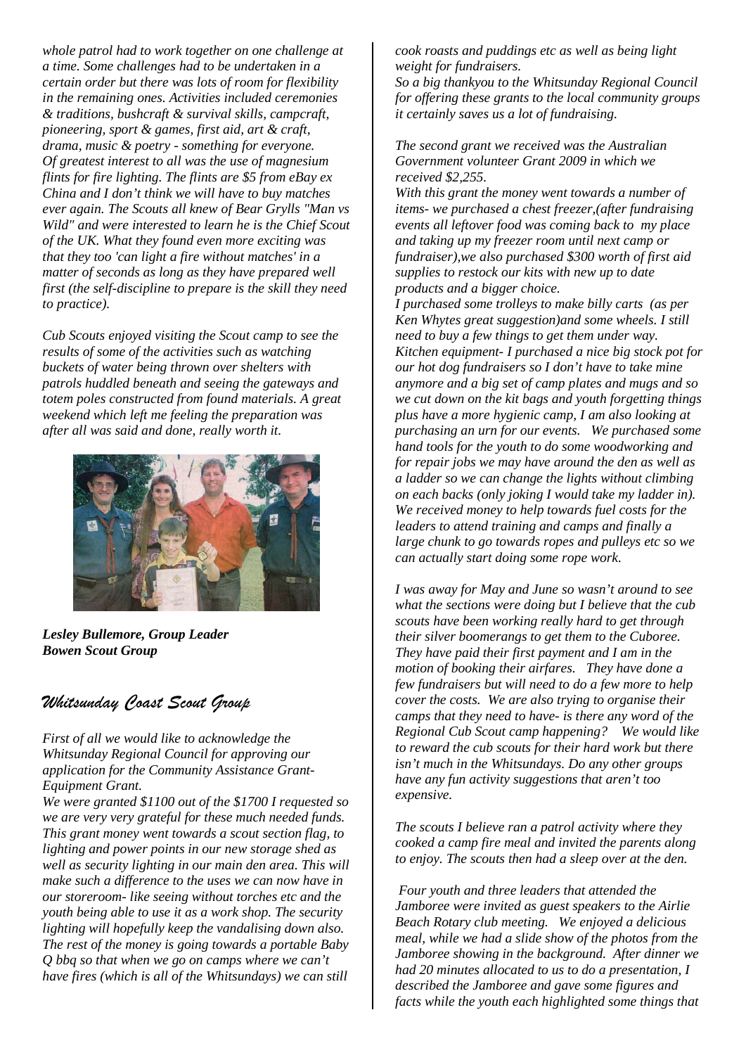*whole patrol had to work together on one challenge at a time. Some challenges had to be undertaken in a certain order but there was lots of room for flexibility in the remaining ones. Activities included ceremonies & traditions, bushcraft & survival skills, campcraft, pioneering, sport & games, first aid, art & craft, drama, music & poetry - something for everyone. Of greatest interest to all was the use of magnesium flints for fire lighting. The flints are $5 from eBay ex China and I don't think we will have to buy matches ever again. The Scouts all knew of Bear Grylls "Man vs Wild" and were interested to learn he is the Chief Scout of the UK. What they found even more exciting was that they too 'can light a fire without matches' in a matter of seconds as long as they have prepared well first (the self-discipline to prepare is the skill they need to practice).*

*Cub Scouts enjoyed visiting the Scout camp to see the results of some of the activities such as watching buckets of water being thrown over shelters with patrols huddled beneath and seeing the gateways and totem poles constructed from found materials. A great weekend which left me feeling the preparation was after all was said and done, really worth it.*

***Lesley Bullemore, Group Leader***
***Bowen Scout Group***

## *Whitsunday Coast Scout Group*

*First of all we would like to acknowledge the Whitsunday Regional Council for approving our application for the Community Assistance Grant-Equipment Grant.*

*We were granted $1100 out of the $1700 I requested so we are very very grateful for these much needed funds. This grant money went towards a scout section flag, to lighting and power points in our new storage shed as well as security lighting in our main den area. This will make such a difference to the uses we can now have in our storeroom- like seeing without torches etc and the youth being able to use it as a work shop. The security lighting will hopefully keep the vandalising down also. The rest of the money is going towards a portable Baby Q bbq so that when we go on camps where we can't have fires (which is all of the Whitsundays) we can still cook roasts and puddings etc as well as being light weight for fundraisers.*

*So a big thankyou to the Whitsunday Regional Council for offering these grants to the local community groups it certainly saves us a lot of fundraising.*

*The second grant we received was the Australian Government volunteer Grant 2009 in which we received $2,255.*

*With this grant the money went towards a number of items- we purchased a chest freezer,(after fundraising events all leftover food was coming back to my place and taking up my freezer room until next camp or fundraiser),we also purchased $300 worth of first aid supplies to restock our kits with new up to date products and a bigger choice.*

*I purchased some trolleys to make billy carts (as per Ken Whytes great suggestion)and some wheels. I still need to buy a few things to get them under way. Kitchen equipment- I purchased a nice big stock pot for our hot dog fundraisers so I don't have to take mine anymore and a big set of camp plates and mugs and so we cut down on the kit bags and youth forgetting things plus have a more hygienic camp, I am also looking at purchasing an urn for our events. We purchased some hand tools for the youth to do some woodworking and for repair jobs we may have around the den as well as a ladder so we can change the lights without climbing on each backs (only joking I would take my ladder in). We received money to help towards fuel costs for the leaders to attend training and camps and finally a large chunk to go towards ropes and pulleys etc so we can actually start doing some rope work.*

*I was away for May and June so wasn't around to see what the sections were doing but I believe that the cub scouts have been working really hard to get through their silver boomerangs to get them to the Cuboree. They have paid their first payment and I am in the motion of booking their airfares. They have done a few fundraisers but will need to do a few more to help cover the costs. We are also trying to organise their camps that they need to have- is there any word of the Regional Cub Scout camp happening? We would like to reward the cub scouts for their hard work but there isn't much in the Whitsundays. Do any other groups have any fun activity suggestions that aren't too expensive.*

*The scouts I believe ran a patrol activity where they cooked a camp fire meal and invited the parents along to enjoy. The scouts then had a sleep over at the den.*

*Four youth and three leaders that attended the Jamboree were invited as guest speakers to the Airlie Beach Rotary club meeting. We enjoyed a delicious meal, while we had a slide show of the photos from the Jamboree showing in the background. After dinner we had 20 minutes allocated to us to do a presentation, I described the Jamboree and gave some figures and facts while the youth each highlighted some things that*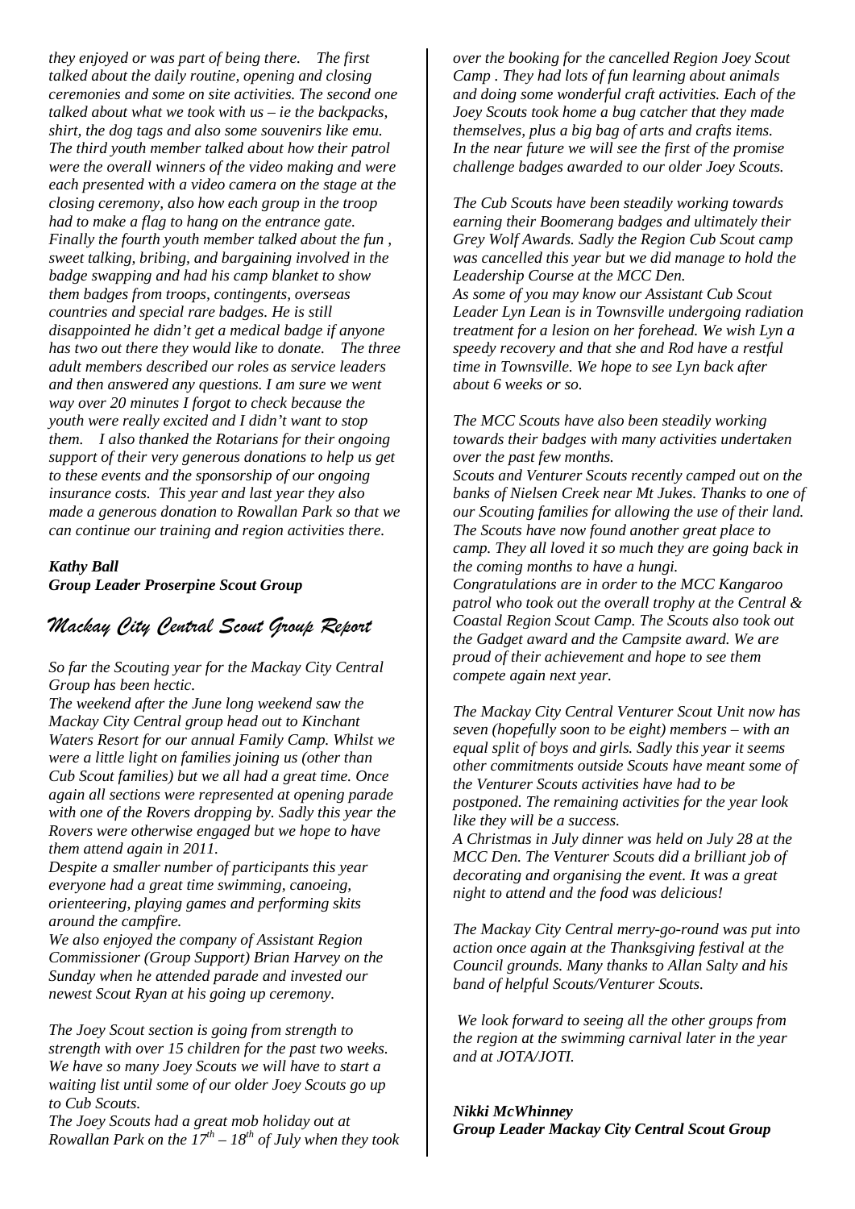*they enjoyed or was part of being there. The first talked about the daily routine, opening and closing ceremonies and some on site activities. The second one talked about what we took with us – ie the backpacks, shirt, the dog tags and also some souvenirs like emu. The third youth member talked about how their patrol were the overall winners of the video making and were each presented with a video camera on the stage at the closing ceremony, also how each group in the troop had to make a flag to hang on the entrance gate. Finally the fourth youth member talked about the fun , sweet talking, bribing, and bargaining involved in the badge swapping and had his camp blanket to show them badges from troops, contingents, overseas countries and special rare badges. He is still disappointed he didn't get a medical badge if anyone has two out there they would like to donate. The three adult members described our roles as service leaders and then answered any questions. I am sure we went way over 20 minutes I forgot to check because the youth were really excited and I didn't want to stop them. I also thanked the Rotarians for their ongoing support of their very generous donations to help us get to these events and the sponsorship of our ongoing insurance costs. This year and last year they also made a generous donation to Rowallan Park so that we can continue our training and region activities there.*

***Kathy Ball***
***Group Leader Proserpine Scout Group***

## *Mackay City Central Scout Group Report*

*So far the Scouting year for the Mackay City Central Group has been hectic.*
*The weekend after the June long weekend saw the Mackay City Central group head out to Kinchant Waters Resort for our annual Family Camp. Whilst we were a little light on families joining us (other than Cub Scout families) but we all had a great time. Once again all sections were represented at opening parade with one of the Rovers dropping by. Sadly this year the Rovers were otherwise engaged but we hope to have them attend again in 2011.*
*Despite a smaller number of participants this year everyone had a great time swimming, canoeing, orienteering, playing games and performing skits around the campfire.*
*We also enjoyed the company of Assistant Region Commissioner (Group Support) Brian Harvey on the Sunday when he attended parade and invested our newest Scout Ryan at his going up ceremony.*

*The Joey Scout section is going from strength to strength with over 15 children for the past two weeks. We have so many Joey Scouts we will have to start a waiting list until some of our older Joey Scouts go up to Cub Scouts.*
*The Joey Scouts had a great mob holiday out at Rowallan Park on the 17th – 18th of July when they took over the booking for the cancelled Region Joey Scout Camp . They had lots of fun learning about animals and doing some wonderful craft activities. Each of the Joey Scouts took home a bug catcher that they made themselves, plus a big bag of arts and crafts items.*
*In the near future we will see the first of the promise challenge badges awarded to our older Joey Scouts.*

*The Cub Scouts have been steadily working towards earning their Boomerang badges and ultimately their Grey Wolf Awards. Sadly the Region Cub Scout camp was cancelled this year but we did manage to hold the Leadership Course at the MCC Den.*
*As some of you may know our Assistant Cub Scout Leader Lyn Lean is in Townsville undergoing radiation treatment for a lesion on her forehead. We wish Lyn a speedy recovery and that she and Rod have a restful time in Townsville. We hope to see Lyn back after about 6 weeks or so.*

*The MCC Scouts have also been steadily working towards their badges with many activities undertaken over the past few months.*
*Scouts and Venturer Scouts recently camped out on the banks of Nielsen Creek near Mt Jukes. Thanks to one of our Scouting families for allowing the use of their land. The Scouts have now found another great place to camp. They all loved it so much they are going back in the coming months to have a hungi.*
*Congratulations are in order to the MCC Kangaroo patrol who took out the overall trophy at the Central & Coastal Region Scout Camp. The Scouts also took out the Gadget award and the Campsite award. We are proud of their achievement and hope to see them compete again next year.*

*The Mackay City Central Venturer Scout Unit now has seven (hopefully soon to be eight) members – with an equal split of boys and girls. Sadly this year it seems other commitments outside Scouts have meant some of the Venturer Scouts activities have had to be postponed. The remaining activities for the year look like they will be a success.*
*A Christmas in July dinner was held on July 28 at the MCC Den. The Venturer Scouts did a brilliant job of decorating and organising the event. It was a great night to attend and the food was delicious!*

*The Mackay City Central merry-go-round was put into action once again at the Thanksgiving festival at the Council grounds. Many thanks to Allan Salty and his band of helpful Scouts/Venturer Scouts.*

*We look forward to seeing all the other groups from the region at the swimming carnival later in the year and at JOTA/JOTI.*

***Nikki McWhinney***
***Group Leader Mackay City Central Scout Group***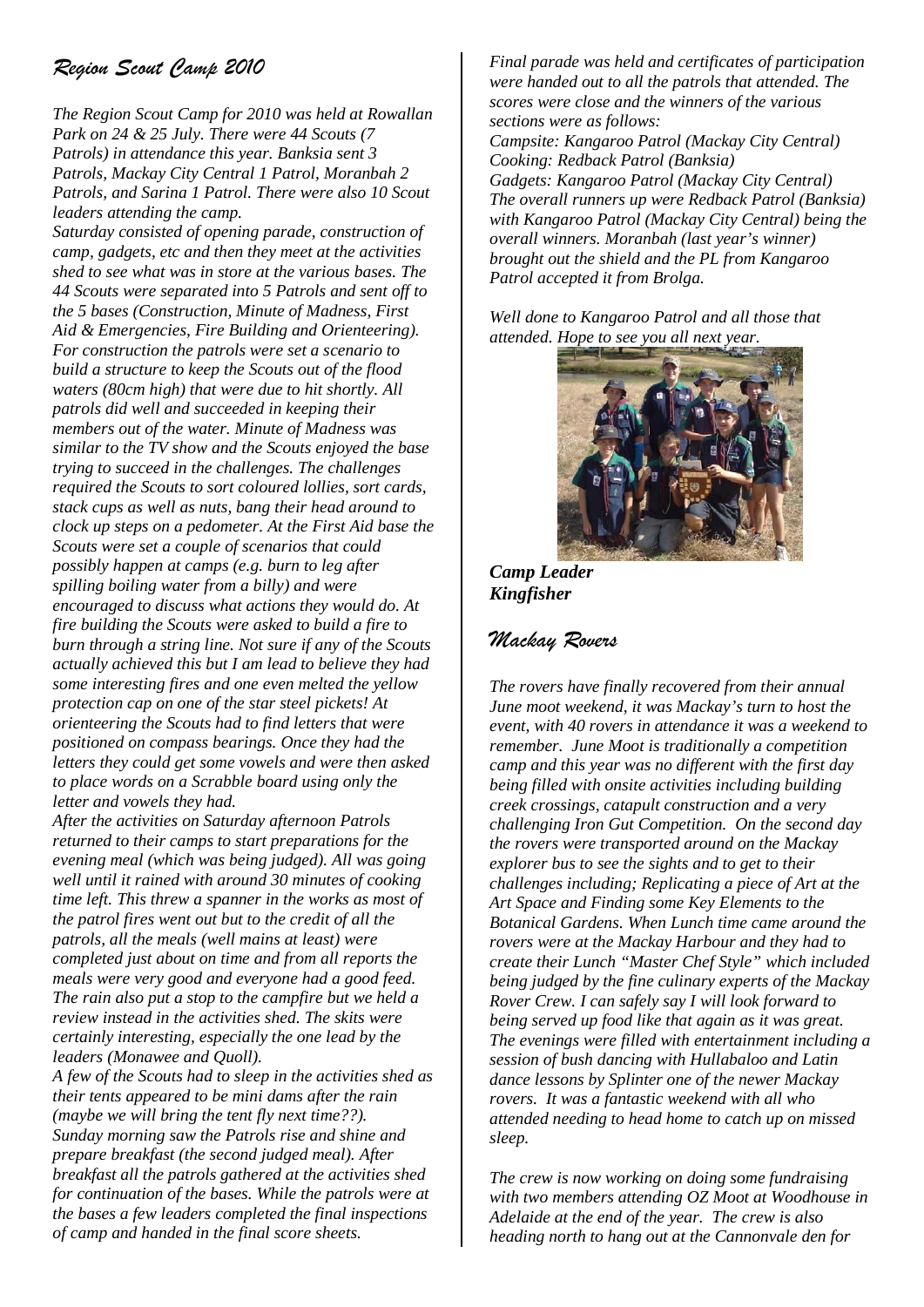## *Region Scout Camp 2010*

*The Region Scout Camp for 2010 was held at Rowallan Park on 24 & 25 July. There were 44 Scouts (7 Patrols) in attendance this year. Banksia sent 3 Patrols, Mackay City Central 1 Patrol, Moranbah 2 Patrols, and Sarina 1 Patrol. There were also 10 Scout leaders attending the camp.*

*Saturday consisted of opening parade, construction of camp, gadgets, etc and then they meet at the activities shed to see what was in store at the various bases. The 44 Scouts were separated into 5 Patrols and sent off to the 5 bases (Construction, Minute of Madness, First Aid & Emergencies, Fire Building and Orienteering). For construction the patrols were set a scenario to build a structure to keep the Scouts out of the flood waters (80cm high) that were due to hit shortly. All patrols did well and succeeded in keeping their members out of the water. Minute of Madness was similar to the TV show and the Scouts enjoyed the base trying to succeed in the challenges. The challenges required the Scouts to sort coloured lollies, sort cards, stack cups as well as nuts, bang their head around to clock up steps on a pedometer. At the First Aid base the Scouts were set a couple of scenarios that could possibly happen at camps (e.g. burn to leg after spilling boiling water from a billy) and were encouraged to discuss what actions they would do. At fire building the Scouts were asked to build a fire to burn through a string line. Not sure if any of the Scouts actually achieved this but I am lead to believe they had some interesting fires and one even melted the yellow protection cap on one of the star steel pickets! At orienteering the Scouts had to find letters that were positioned on compass bearings. Once they had the letters they could get some vowels and were then asked to place words on a Scrabble board using only the letter and vowels they had.*

*After the activities on Saturday afternoon Patrols returned to their camps to start preparations for the evening meal (which was being judged). All was going well until it rained with around 30 minutes of cooking time left. This threw a spanner in the works as most of the patrol fires went out but to the credit of all the patrols, all the meals (well mains at least) were completed just about on time and from all reports the meals were very good and everyone had a good feed. The rain also put a stop to the campfire but we held a review instead in the activities shed. The skits were certainly interesting, especially the one lead by the leaders (Monawee and Quoll).*

*A few of the Scouts had to sleep in the activities shed as their tents appeared to be mini dams after the rain (maybe we will bring the tent fly next time??).*

*Sunday morning saw the Patrols rise and shine and prepare breakfast (the second judged meal). After breakfast all the patrols gathered at the activities shed for continuation of the bases. While the patrols were at the bases a few leaders completed the final inspections of camp and handed in the final score sheets.*

*Final parade was held and certificates of participation were handed out to all the patrols that attended. The scores were close and the winners of the various sections were as follows:*

*Campsite: Kangaroo Patrol (Mackay City Central)*
*Cooking: Redback Patrol (Banksia)*
*Gadgets: Kangaroo Patrol (Mackay City Central)*
*The overall runners up were Redback Patrol (Banksia) with Kangaroo Patrol (Mackay City Central) being the overall winners. Moranbah (last year's winner) brought out the shield and the PL from Kangaroo Patrol accepted it from Brolga.*

*Well done to Kangaroo Patrol and all those that attended. Hope to see you all next year.*

***Camp Leader***
***Kingfisher***

## *Mackay Rovers*

*The rovers have finally recovered from their annual June moot weekend, it was Mackay's turn to host the event, with 40 rovers in attendance it was a weekend to remember. June Moot is traditionally a competition camp and this year was no different with the first day being filled with onsite activities including building creek crossings, catapult construction and a very challenging Iron Gut Competition. On the second day the rovers were transported around on the Mackay explorer bus to see the sights and to get to their challenges including; Replicating a piece of Art at the Art Space and Finding some Key Elements to the Botanical Gardens. When Lunch time came around the rovers were at the Mackay Harbour and they had to create their Lunch "Master Chef Style" which included being judged by the fine culinary experts of the Mackay Rover Crew. I can safely say I will look forward to being served up food like that again as it was great. The evenings were filled with entertainment including a session of bush dancing with Hullabaloo and Latin dance lessons by Splinter one of the newer Mackay rovers. It was a fantastic weekend with all who attended needing to head home to catch up on missed sleep.*

*The crew is now working on doing some fundraising with two members attending OZ Moot at Woodhouse in Adelaide at the end of the year. The crew is also heading north to hang out at the Cannonvale den for*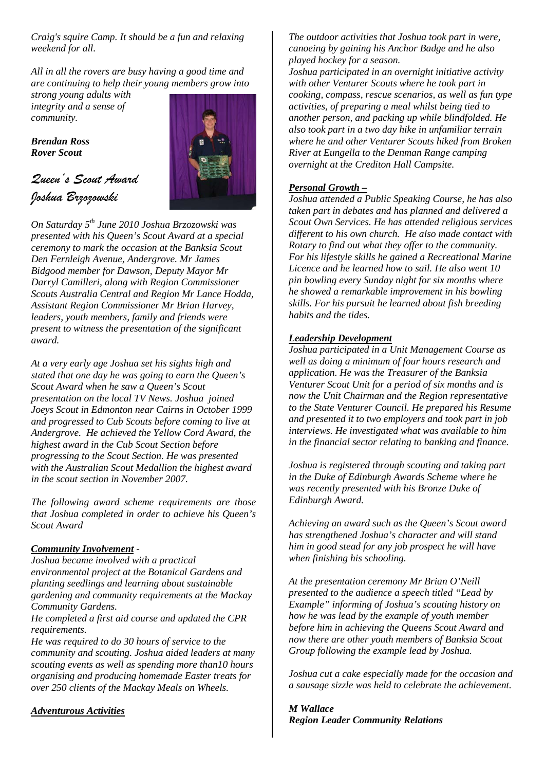*Craig's squire Camp. It should be a fun and relaxing weekend for all.*

*All in all the rovers are busy having a good time and are continuing to help their young members grow into strong young adults with integrity and a sense of community.*

***Brendan Ross***
***Rover Scout***

## *Queen's Scout Award*
## *Joshua Brzozowski*

*On Saturday 5th June 2010 Joshua Brzozowski was presented with his Queen's Scout Award at a special ceremony to mark the occasion at the Banksia Scout Den Fernleigh Avenue, Andergrove. Mr James Bidgood member for Dawson, Deputy Mayor Mr Darryl Camilleri, along with Region Commissioner Scouts Australia Central and Region Mr Lance Hodda, Assistant Region Commissioner Mr Brian Harvey, leaders, youth members, family and friends were present to witness the presentation of the significant award.*

*At a very early age Joshua set his sights high and stated that one day he was going to earn the Queen's Scout Award when he saw a Queen's Scout presentation on the local TV News. Joshua joined Joeys Scout in Edmonton near Cairns in October 1999 and progressed to Cub Scouts before coming to live at Andergrove. He achieved the Yellow Cord Award, the highest award in the Cub Scout Section before progressing to the Scout Section. He was presented with the Australian Scout Medallion the highest award in the scout section in November 2007.*

*The following award scheme requirements are those that Joshua completed in order to achieve his Queen's Scout Award*

***Community Involvement*** -
*Joshua became involved with a practical environmental project at the Botanical Gardens and planting seedlings and learning about sustainable gardening and community requirements at the Mackay Community Gardens.*
*He completed a first aid course and updated the CPR requirements.*
*He was required to do 30 hours of service to the community and scouting. Joshua aided leaders at many scouting events as well as spending more than10 hours organising and producing homemade Easter treats for over 250 clients of the Mackay Meals on Wheels.*

***Adventurous Activities***
*The outdoor activities that Joshua took part in were, canoeing by gaining his Anchor Badge and he also played hockey for a season.*
*Joshua participated in an overnight initiative activity with other Venturer Scouts where he took part in cooking, compass, rescue scenarios, as well as fun type activities, of preparing a meal whilst being tied to another person, and packing up while blindfolded. He also took part in a two day hike in unfamiliar terrain where he and other Venturer Scouts hiked from Broken River at Eungella to the Denman Range camping overnight at the Crediton Hall Campsite.*

***Personal Growth –***
*Joshua attended a Public Speaking Course, he has also taken part in debates and has planned and delivered a Scout Own Services. He has attended religious services different to his own church. He also made contact with Rotary to find out what they offer to the community. For his lifestyle skills he gained a Recreational Marine Licence and he learned how to sail. He also went 10 pin bowling every Sunday night for six months where he showed a remarkable improvement in his bowling skills. For his pursuit he learned about fish breeding habits and the tides.*

***Leadership Development***
*Joshua participated in a Unit Management Course as well as doing a minimum of four hours research and application. He was the Treasurer of the Banksia Venturer Scout Unit for a period of six months and is now the Unit Chairman and the Region representative to the State Venturer Council. He prepared his Resume and presented it to two employers and took part in job interviews. He investigated what was available to him in the financial sector relating to banking and finance.*

*Joshua is registered through scouting and taking part in the Duke of Edinburgh Awards Scheme where he was recently presented with his Bronze Duke of Edinburgh Award.*

*Achieving an award such as the Queen's Scout award has strengthened Joshua's character and will stand him in good stead for any job prospect he will have when finishing his schooling.*

*At the presentation ceremony Mr Brian O'Neill presented to the audience a speech titled "Lead by Example" informing of Joshua's scouting history on how he was lead by the example of youth member before him in achieving the Queens Scout Award and now there are other youth members of Banksia Scout Group following the example lead by Joshua.*

*Joshua cut a cake especially made for the occasion and a sausage sizzle was held to celebrate the achievement.*

***M Wallace***
***Region Leader Community Relations***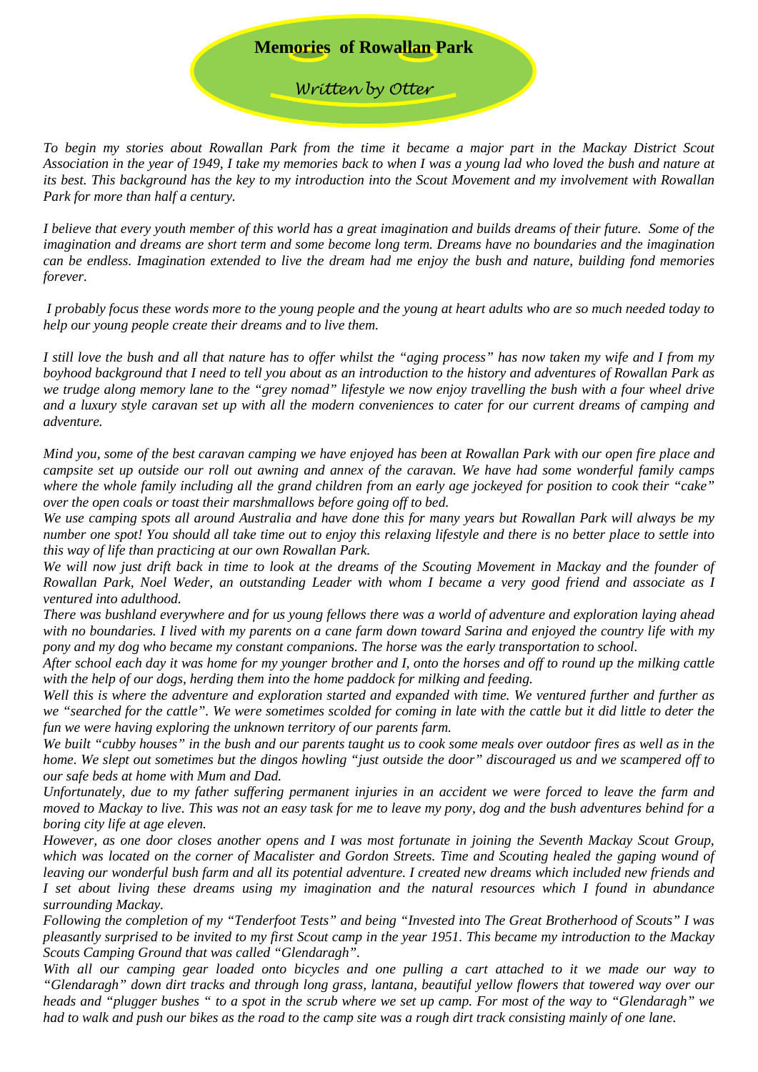# Memories of Rowallan Park

*Written by Otter*

*To begin my stories about Rowallan Park from the time it became a major part in the Mackay District Scout Association in the year of 1949, I take my memories back to when I was a young lad who loved the bush and nature at its best. This background has the key to my introduction into the Scout Movement and my involvement with Rowallan Park for more than half a century.*

*I believe that every youth member of this world has a great imagination and builds dreams of their future. Some of the imagination and dreams are short term and some become long term. Dreams have no boundaries and the imagination can be endless. Imagination extended to live the dream had me enjoy the bush and nature, building fond memories forever.*

*I probably focus these words more to the young people and the young at heart adults who are so much needed today to help our young people create their dreams and to live them.*

*I still love the bush and all that nature has to offer whilst the "aging process" has now taken my wife and I from my boyhood background that I need to tell you about as an introduction to the history and adventures of Rowallan Park as we trudge along memory lane to the "grey nomad" lifestyle we now enjoy travelling the bush with a four wheel drive and a luxury style caravan set up with all the modern conveniences to cater for our current dreams of camping and adventure.*

*Mind you, some of the best caravan camping we have enjoyed has been at Rowallan Park with our open fire place and campsite set up outside our roll out awning and annex of the caravan. We have had some wonderful family camps where the whole family including all the grand children from an early age jockeyed for position to cook their "cake" over the open coals or toast their marshmallows before going off to bed.*

*We use camping spots all around Australia and have done this for many years but Rowallan Park will always be my number one spot! You should all take time out to enjoy this relaxing lifestyle and there is no better place to settle into this way of life than practicing at our own Rowallan Park.*

*We will now just drift back in time to look at the dreams of the Scouting Movement in Mackay and the founder of Rowallan Park, Noel Weder, an outstanding Leader with whom I became a very good friend and associate as I ventured into adulthood.*

*There was bushland everywhere and for us young fellows there was a world of adventure and exploration laying ahead with no boundaries. I lived with my parents on a cane farm down toward Sarina and enjoyed the country life with my pony and my dog who became my constant companions. The horse was the early transportation to school.*

*After school each day it was home for my younger brother and I, onto the horses and off to round up the milking cattle with the help of our dogs, herding them into the home paddock for milking and feeding.*

*Well this is where the adventure and exploration started and expanded with time. We ventured further and further as we "searched for the cattle". We were sometimes scolded for coming in late with the cattle but it did little to deter the fun we were having exploring the unknown territory of our parents farm.*

*We built "cubby houses" in the bush and our parents taught us to cook some meals over outdoor fires as well as in the home. We slept out sometimes but the dingos howling "just outside the door" discouraged us and we scampered off to our safe beds at home with Mum and Dad.*

*Unfortunately, due to my father suffering permanent injuries in an accident we were forced to leave the farm and moved to Mackay to live. This was not an easy task for me to leave my pony, dog and the bush adventures behind for a boring city life at age eleven.*

*However, as one door closes another opens and I was most fortunate in joining the Seventh Mackay Scout Group, which was located on the corner of Macalister and Gordon Streets. Time and Scouting healed the gaping wound of leaving our wonderful bush farm and all its potential adventure. I created new dreams which included new friends and I set about living these dreams using my imagination and the natural resources which I found in abundance surrounding Mackay.*

*Following the completion of my "Tenderfoot Tests" and being "Invested into The Great Brotherhood of Scouts" I was pleasantly surprised to be invited to my first Scout camp in the year 1951. This became my introduction to the Mackay Scouts Camping Ground that was called "Glendaragh".*

*With all our camping gear loaded onto bicycles and one pulling a cart attached to it we made our way to "Glendaragh" down dirt tracks and through long grass, lantana, beautiful yellow flowers that towered way over our heads and "plugger bushes " to a spot in the scrub where we set up camp. For most of the way to "Glendaragh" we had to walk and push our bikes as the road to the camp site was a rough dirt track consisting mainly of one lane.*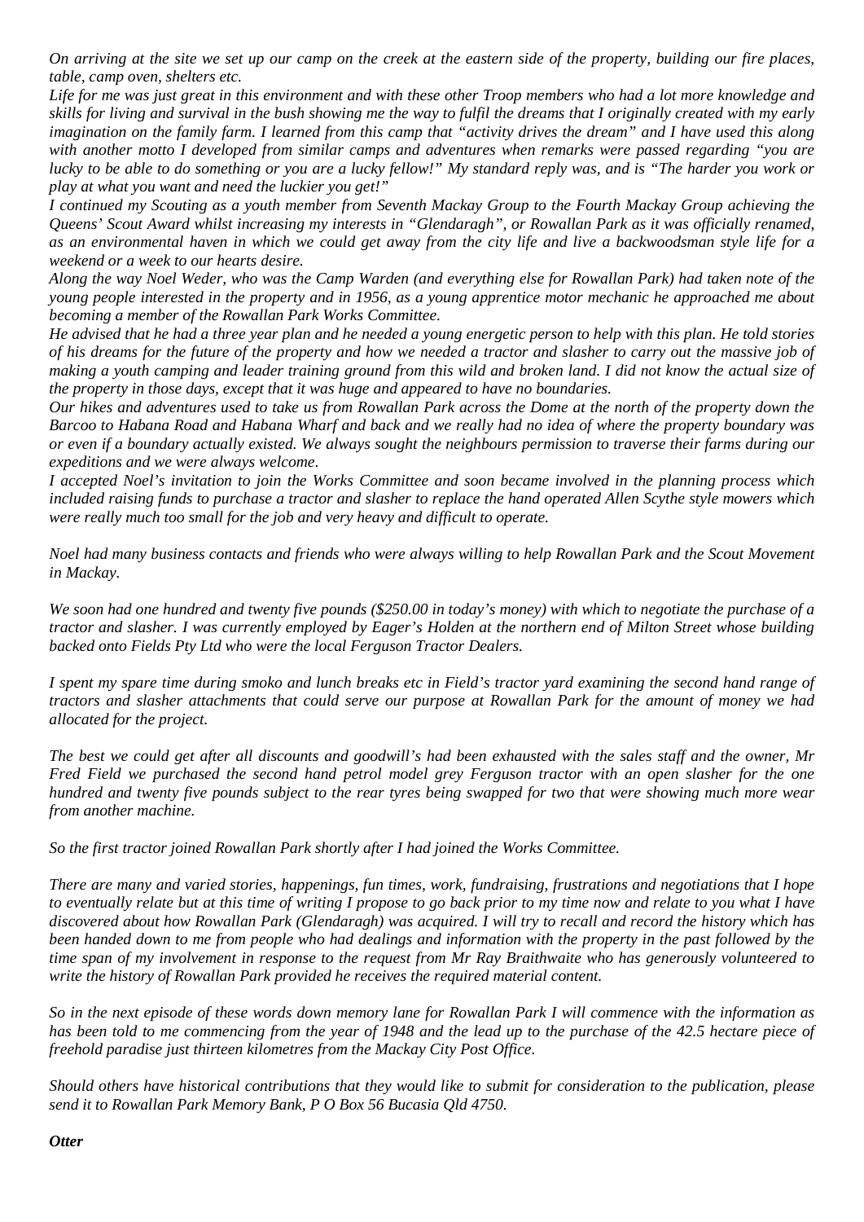*On arriving at the site we set up our camp on the creek at the eastern side of the property, building our fire places, table, camp oven, shelters etc.*

*Life for me was just great in this environment and with these other Troop members who had a lot more knowledge and skills for living and survival in the bush showing me the way to fulfil the dreams that I originally created with my early imagination on the family farm. I learned from this camp that "activity drives the dream" and I have used this along with another motto I developed from similar camps and adventures when remarks were passed regarding "you are lucky to be able to do something or you are a lucky fellow!" My standard reply was, and is "The harder you work or play at what you want and need the luckier you get!"*

*I continued my Scouting as a youth member from Seventh Mackay Group to the Fourth Mackay Group achieving the Queens' Scout Award whilst increasing my interests in "Glendaragh", or Rowallan Park as it was officially renamed, as an environmental haven in which we could get away from the city life and live a backwoodsman style life for a weekend or a week to our hearts desire.*

*Along the way Noel Weder, who was the Camp Warden (and everything else for Rowallan Park) had taken note of the young people interested in the property and in 1956, as a young apprentice motor mechanic he approached me about becoming a member of the Rowallan Park Works Committee.*

*He advised that he had a three year plan and he needed a young energetic person to help with this plan. He told stories of his dreams for the future of the property and how we needed a tractor and slasher to carry out the massive job of making a youth camping and leader training ground from this wild and broken land. I did not know the actual size of the property in those days, except that it was huge and appeared to have no boundaries.*

*Our hikes and adventures used to take us from Rowallan Park across the Dome at the north of the property down the Barcoo to Habana Road and Habana Wharf and back and we really had no idea of where the property boundary was or even if a boundary actually existed. We always sought the neighbours permission to traverse their farms during our expeditions and we were always welcome.*

*I accepted Noel's invitation to join the Works Committee and soon became involved in the planning process which included raising funds to purchase a tractor and slasher to replace the hand operated Allen Scythe style mowers which were really much too small for the job and very heavy and difficult to operate.*

*Noel had many business contacts and friends who were always willing to help Rowallan Park and the Scout Movement in Mackay.*

*We soon had one hundred and twenty five pounds ($250.00 in today's money) with which to negotiate the purchase of a tractor and slasher. I was currently employed by Eager's Holden at the northern end of Milton Street whose building backed onto Fields Pty Ltd who were the local Ferguson Tractor Dealers.*

*I spent my spare time during smoko and lunch breaks etc in Field's tractor yard examining the second hand range of tractors and slasher attachments that could serve our purpose at Rowallan Park for the amount of money we had allocated for the project.*

*The best we could get after all discounts and goodwill's had been exhausted with the sales staff and the owner, Mr Fred Field we purchased the second hand petrol model grey Ferguson tractor with an open slasher for the one hundred and twenty five pounds subject to the rear tyres being swapped for two that were showing much more wear from another machine.*

*So the first tractor joined Rowallan Park shortly after I had joined the Works Committee.*

*There are many and varied stories, happenings, fun times, work, fundraising, frustrations and negotiations that I hope to eventually relate but at this time of writing I propose to go back prior to my time now and relate to you what I have discovered about how Rowallan Park (Glendaragh) was acquired. I will try to recall and record the history which has been handed down to me from people who had dealings and information with the property in the past followed by the time span of my involvement in response to the request from Mr Ray Braithwaite who has generously volunteered to write the history of Rowallan Park provided he receives the required material content.*

*So in the next episode of these words down memory lane for Rowallan Park I will commence with the information as has been told to me commencing from the year of 1948 and the lead up to the purchase of the 42.5 hectare piece of freehold paradise just thirteen kilometres from the Mackay City Post Office.*

*Should others have historical contributions that they would like to submit for consideration to the publication, please send it to Rowallan Park Memory Bank, P O Box 56 Bucasia Qld 4750.*

***Otter***